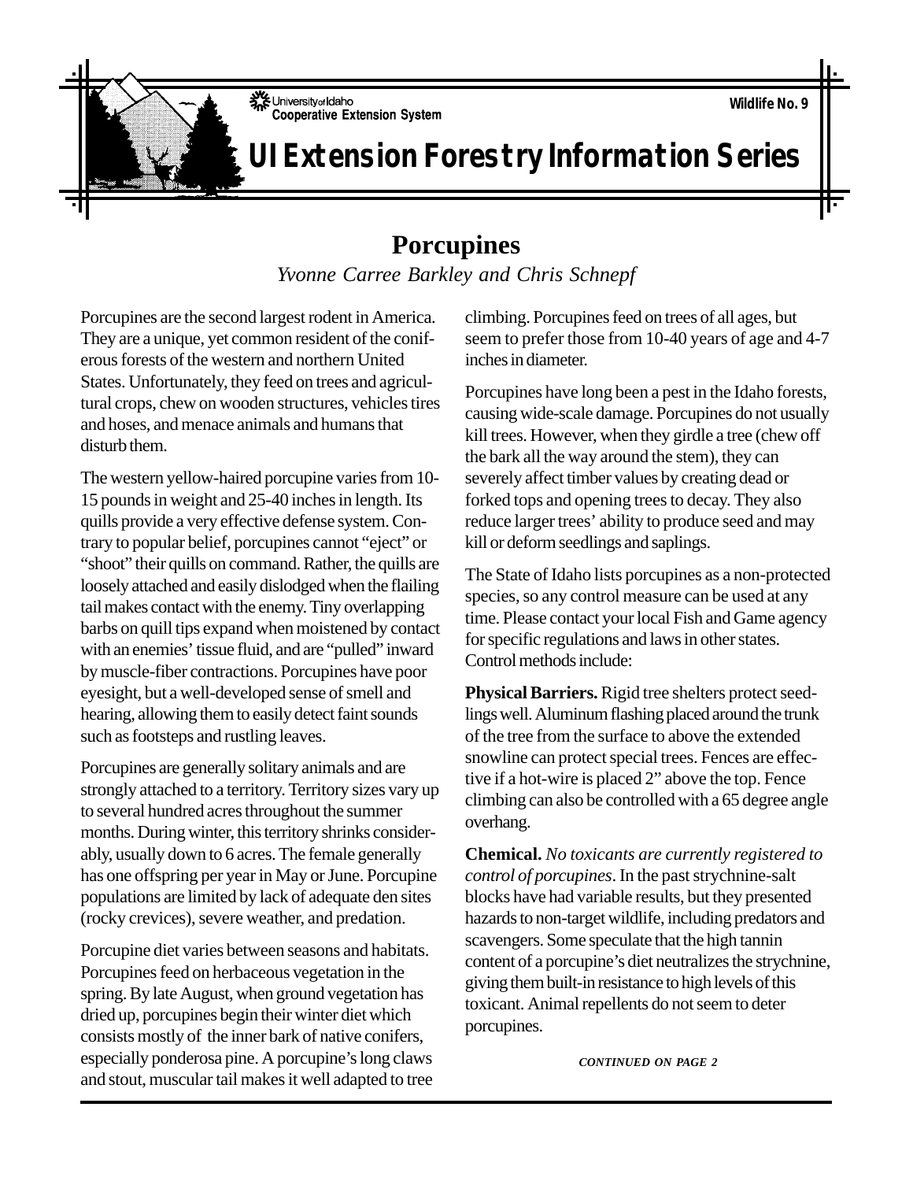University of Idaho
Cooperative Extension System

Wildlife No. 9

# UI Extension Forestry Information Series

## Porcupines

*Yvonne Carree Barkley and Chris Schnepf*

Porcupines are the second largest rodent in America. They are a unique, yet common resident of the coniferous forests of the western and northern United States. Unfortunately, they feed on trees and agricultural crops, chew on wooden structures, vehicles tires and hoses, and menace animals and humans that disturb them.

The western yellow-haired porcupine varies from 10-15 pounds in weight and 25-40 inches in length. Its quills provide a very effective defense system. Contrary to popular belief, porcupines cannot "eject" or "shoot" their quills on command. Rather, the quills are loosely attached and easily dislodged when the flailing tail makes contact with the enemy. Tiny overlapping barbs on quill tips expand when moistened by contact with an enemies' tissue fluid, and are "pulled" inward by muscle-fiber contractions. Porcupines have poor eyesight, but a well-developed sense of smell and hearing, allowing them to easily detect faint sounds such as footsteps and rustling leaves.

Porcupines are generally solitary animals and are strongly attached to a territory. Territory sizes vary up to several hundred acres throughout the summer months. During winter, this territory shrinks considerably, usually down to 6 acres. The female generally has one offspring per year in May or June. Porcupine populations are limited by lack of adequate den sites (rocky crevices), severe weather, and predation.

Porcupine diet varies between seasons and habitats. Porcupines feed on herbaceous vegetation in the spring. By late August, when ground vegetation has dried up, porcupines begin their winter diet which consists mostly of the inner bark of native conifers, especially ponderosa pine. A porcupine's long claws and stout, muscular tail makes it well adapted to tree climbing. Porcupines feed on trees of all ages, but seem to prefer those from 10-40 years of age and 4-7 inches in diameter.

Porcupines have long been a pest in the Idaho forests, causing wide-scale damage. Porcupines do not usually kill trees. However, when they girdle a tree (chew off the bark all the way around the stem), they can severely affect timber values by creating dead or forked tops and opening trees to decay. They also reduce larger trees' ability to produce seed and may kill or deform seedlings and saplings.

The State of Idaho lists porcupines as a non-protected species, so any control measure can be used at any time. Please contact your local Fish and Game agency for specific regulations and laws in other states. Control methods include:

**Physical Barriers.** Rigid tree shelters protect seedlings well. Aluminum flashing placed around the trunk of the tree from the surface to above the extended snowline can protect special trees. Fences are effective if a hot-wire is placed 2" above the top. Fence climbing can also be controlled with a 65 degree angle overhang.

**Chemical.** *No toxicants are currently registered to control of porcupines*. In the past strychnine-salt blocks have had variable results, but they presented hazards to non-target wildlife, including predators and scavengers. Some speculate that the high tannin content of a porcupine's diet neutralizes the strychnine, giving them built-in resistance to high levels of this toxicant. Animal repellents do not seem to deter porcupines.

***CONTINUED ON PAGE 2***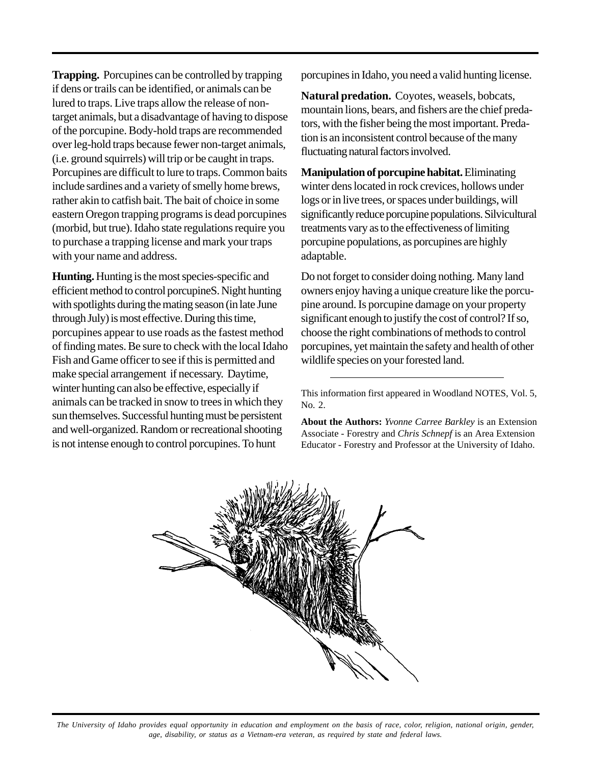**Trapping.** Porcupines can be controlled by trapping if dens or trails can be identified, or animals can be lured to traps. Live traps allow the release of non-target animals, but a disadvantage of having to dispose of the porcupine. Body-hold traps are recommended over leg-hold traps because fewer non-target animals, (i.e. ground squirrels) will trip or be caught in traps. Porcupines are difficult to lure to traps. Common baits include sardines and a variety of smelly home brews, rather akin to catfish bait. The bait of choice in some eastern Oregon trapping programs is dead porcupines (morbid, but true). Idaho state regulations require you to purchase a trapping license and mark your traps with your name and address.

**Hunting.** Hunting is the most species-specific and efficient method to control porcupineS. Night hunting with spotlights during the mating season (in late June through July) is most effective. During this time, porcupines appear to use roads as the fastest method of finding mates. Be sure to check with the local Idaho Fish and Game officer to see if this is permitted and make special arrangement if necessary. Daytime, winter hunting can also be effective, especially if animals can be tracked in snow to trees in which they sun themselves. Successful hunting must be persistent and well-organized. Random or recreational shooting is not intense enough to control porcupines. To hunt porcupines in Idaho, you need a valid hunting license.

**Natural predation.** Coyotes, weasels, bobcats, mountain lions, bears, and fishers are the chief predators, with the fisher being the most important. Predation is an inconsistent control because of the many fluctuating natural factors involved.

**Manipulation of porcupine habitat.** Eliminating winter dens located in rock crevices, hollows under logs or in live trees, or spaces under buildings, will significantly reduce porcupine populations. Silvicultural treatments vary as to the effectiveness of limiting porcupine populations, as porcupines are highly adaptable.

Do not forget to consider doing nothing. Many land owners enjoy having a unique creature like the porcupine around. Is porcupine damage on your property significant enough to justify the cost of control? If so, choose the right combinations of methods to control porcupines, yet maintain the safety and health of other wildlife species on your forested land.

---

This information first appeared in Woodland NOTES, Vol. 5, No. 2.

**About the Authors:** *Yvonne Carree Barkley* is an Extension Associate - Forestry and *Chris Schnepf* is an Area Extension Educator - Forestry and Professor at the University of Idaho.

*The University of Idaho provides equal opportunity in education and employment on the basis of race, color, religion, national origin, gender, age, disability, or status as a Vietnam-era veteran, as required by state and federal laws.*